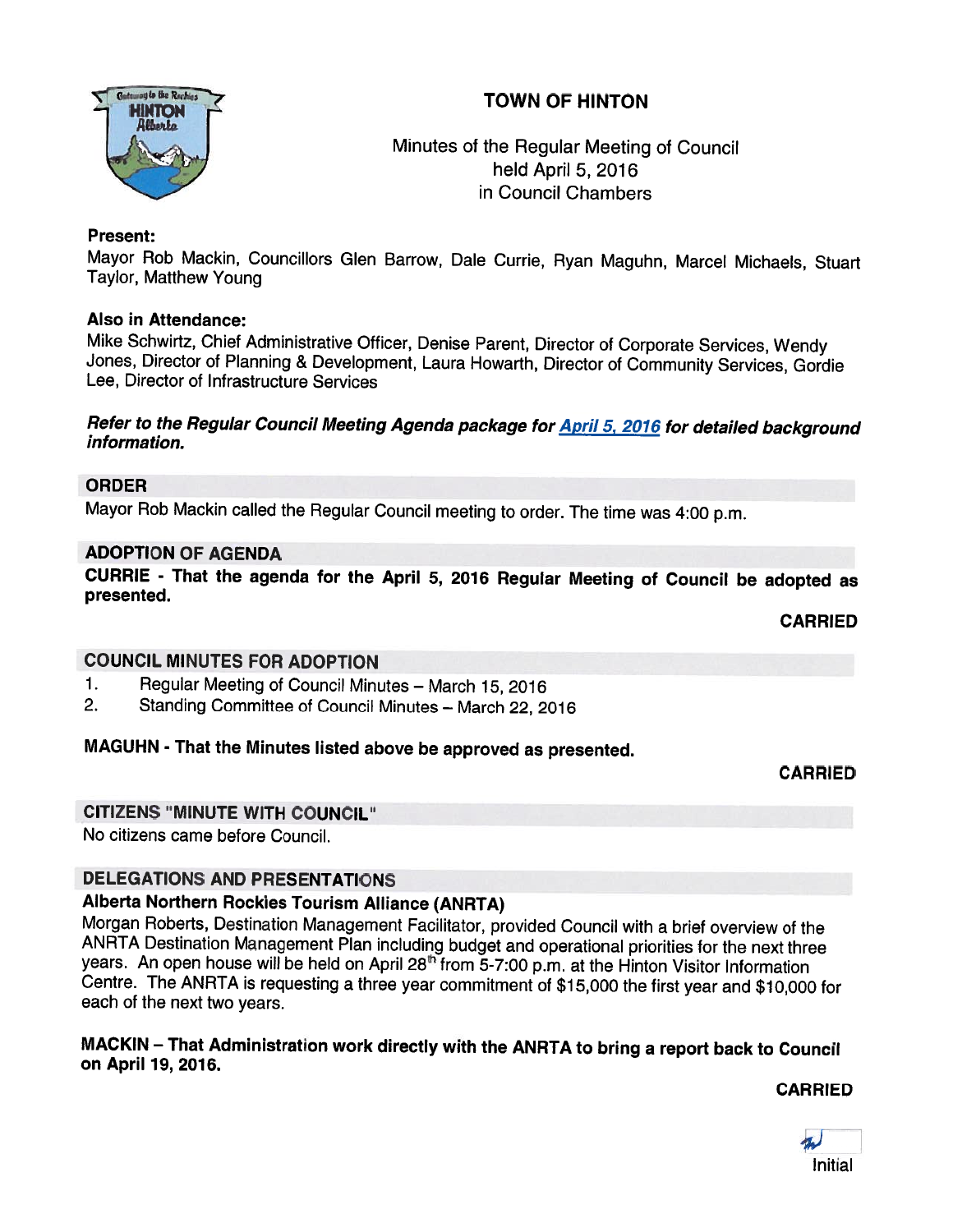# TOWN OF HINTON

Minutes of the Regular Meeting of Council
held April 5, 2016
in Council Chambers

**Present:**
Mayor Rob Mackin, Councillors Glen Barrow, Dale Currie, Ryan Maguhn, Marcel Michaels, Stuart Taylor, Matthew Young

**Also in Attendance:**
Mike Schwirtz, Chief Administrative Officer, Denise Parent, Director of Corporate Services, Wendy Jones, Director of Planning & Development, Laura Howarth, Director of Community Services, Gordie Lee, Director of Infrastructure Services

***Refer to the Regular Council Meeting Agenda package for April 5, 2016 for detailed background information.***

## ORDER

Mayor Rob Mackin called the Regular Council meeting to order. The time was 4:00 p.m.

## ADOPTION OF AGENDA

**CURRIE - That the agenda for the April 5, 2016 Regular Meeting of Council be adopted as presented.**

**CARRIED**

## COUNCIL MINUTES FOR ADOPTION

1. Regular Meeting of Council Minutes – March 15, 2016
2. Standing Committee of Council Minutes – March 22, 2016

**MAGUHN - That the Minutes listed above be approved as presented.**

**CARRIED**

## CITIZENS "MINUTE WITH COUNCIL"

No citizens came before Council.

## DELEGATIONS AND PRESENTATIONS

### Alberta Northern Rockies Tourism Alliance (ANRTA)

Morgan Roberts, Destination Management Facilitator, provided Council with a brief overview of the ANRTA Destination Management Plan including budget and operational priorities for the next three years. An open house will be held on April 28th from 5-7:00 p.m. at the Hinton Visitor Information Centre. The ANRTA is requesting a three year commitment of $15,000 the first year and $10,000 for each of the next two years.

**MACKIN – That Administration work directly with the ANRTA to bring a report back to Council on April 19, 2016.**

**CARRIED**

Initial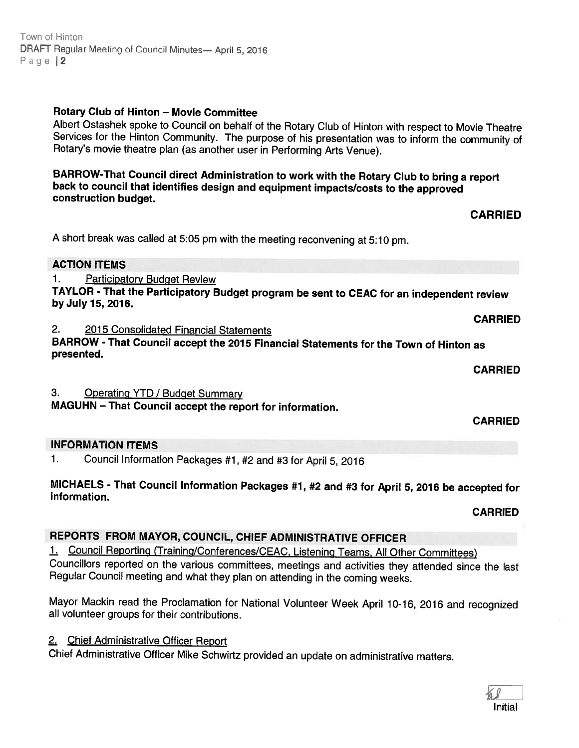**Rotary Club of Hinton – Movie Committee**

Albert Ostashek spoke to Council on behalf of the Rotary Club of Hinton with respect to Movie Theatre Services for the Hinton Community. The purpose of his presentation was to inform the community of Rotary's movie theatre plan (as another user in Performing Arts Venue).

**BARROW-That Council direct Administration to work with the Rotary Club to bring a report back to council that identifies design and equipment impacts/costs to the approved construction budget.**

**CARRIED**

A short break was called at 5:05 pm with the meeting reconvening at 5:10 pm.

## ACTION ITEMS

1. Participatory Budget Review

**TAYLOR - That the Participatory Budget program be sent to CEAC for an independent review by July 15, 2016.**

**CARRIED**

2. 2015 Consolidated Financial Statements

**BARROW - That Council accept the 2015 Financial Statements for the Town of Hinton as presented.**

**CARRIED**

3. Operating YTD / Budget Summary

**MAGUHN – That Council accept the report for information.**

**CARRIED**

## INFORMATION ITEMS

1. Council Information Packages #1, #2 and #3 for April 5, 2016

**MICHAELS - That Council Information Packages #1, #2 and #3 for April 5, 2016 be accepted for information.**

**CARRIED**

## REPORTS FROM MAYOR, COUNCIL, CHIEF ADMINISTRATIVE OFFICER

1. Council Reporting (Training/Conferences/CEAC, Listening Teams, All Other Committees)

Councillors reported on the various committees, meetings and activities they attended since the last Regular Council meeting and what they plan on attending in the coming weeks.

Mayor Mackin read the Proclamation for National Volunteer Week April 10-16, 2016 and recognized all volunteer groups for their contributions.

2. Chief Administrative Officer Report

Chief Administrative Officer Mike Schwirtz provided an update on administrative matters.

Initial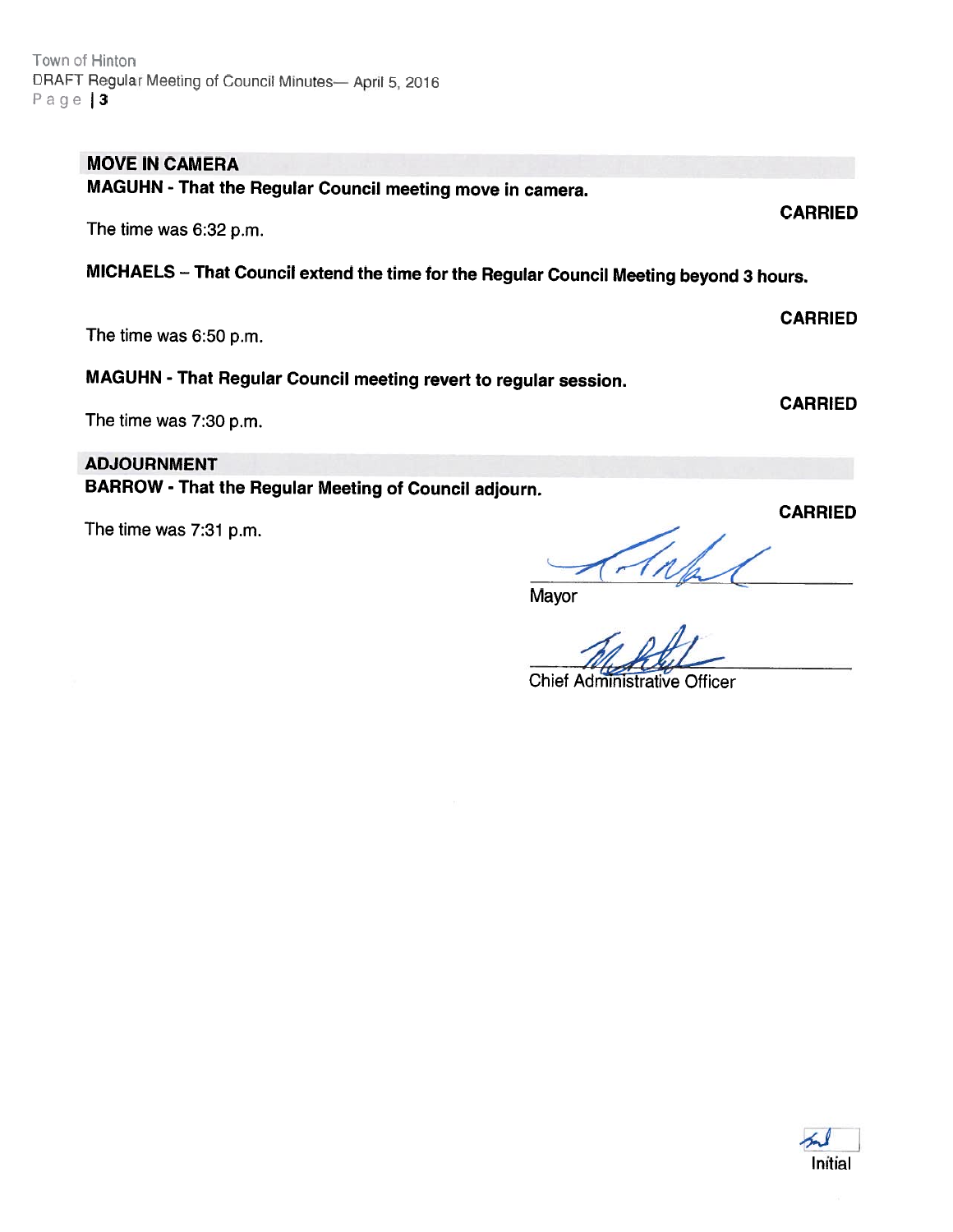## MOVE IN CAMERA

**MAGUHN - That the Regular Council meeting move in camera.**

**CARRIED**

The time was 6:32 p.m.

**MICHAELS – That Council extend the time for the Regular Council Meeting beyond 3 hours.**

**CARRIED**

The time was 6:50 p.m.

**MAGUHN - That Regular Council meeting revert to regular session.**

**CARRIED**

The time was 7:30 p.m.

## ADJOURNMENT

**BARROW - That the Regular Meeting of Council adjourn.**

**CARRIED**

The time was 7:31 p.m.

Mayor

Chief Administrative Officer

Initial